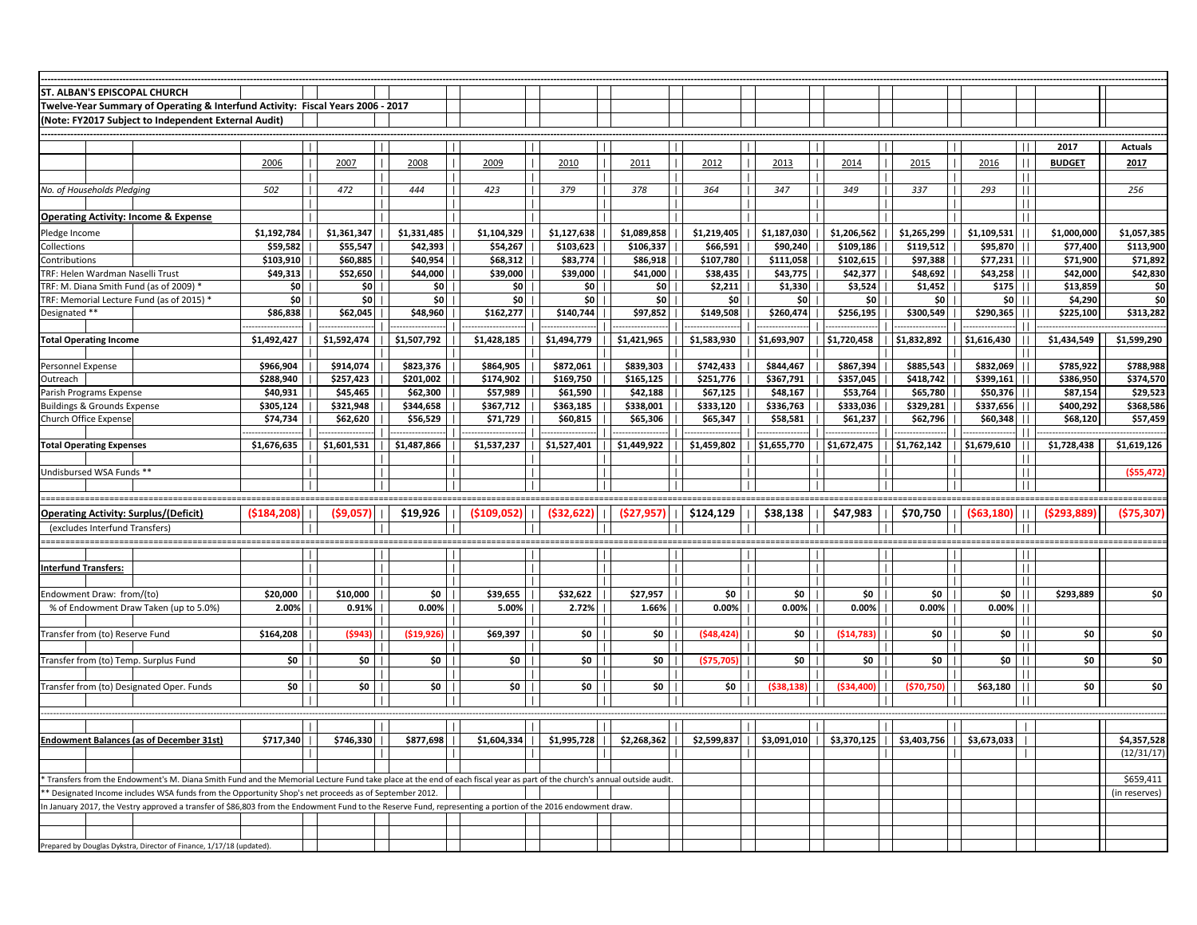**ST. ALBAN'S EPISCOPAL CHURCH**

**Twelve-Year Summary of Operating & Interfund Activity: Fiscal Years 2006 - 2017**

**(Note: FY2017 Subject to Independent External Audit)**

| | 2006 | 2007 | 2008 | 2009 | 2010 | 2011 | 2012 | 2013 | 2014 | 2015 | 2016 | 2017 BUDGET | Actuals 2017 |
|---|---|---|---|---|---|---|---|---|---|---|---|---|---|
| *No. of Households Pledging* | *502* | *472* | *444* | *423* | *379* | *378* | *364* | *347* | *349* | *337* | *293* | | *256* |
| **Operating Activity: Income & Expense** | | | | | | | | | | | | | |
| Pledge Income | $1,192,784 | $1,361,347 | $1,331,485 | $1,104,329 | $1,127,638 | $1,089,858 | $1,219,405 | $1,187,030 | $1,206,562 | $1,265,299 | $1,109,531 | $1,000,000 | $1,057,385 |
| Collections | $59,582 | $55,547 | $42,393 | $54,267 | $103,623 | $106,337 | $66,591 | $90,240 | $109,186 | $119,512 | $95,870 | $77,400 | $113,900 |
| Contributions | $103,910 | $60,885 | $40,954 | $68,312 | $83,774 | $86,918 | $107,780 | $111,058 | $102,615 | $97,388 | $77,231 | $71,900 | $71,892 |
| TRF: Helen Wardman Naselli Trust | $49,313 | $52,650 | $44,000 | $39,000 | $39,000 | $41,000 | $38,435 | $43,775 | $42,377 | $48,692 | $43,258 | $42,000 | $42,830 |
| TRF: M. Diana Smith Fund (as of 2009) * | $0 | $0 | $0 | $0 | $0 | $0 | $2,211 | $1,330 | $3,524 | $1,452 | $175 | $13,859 | $0 |
| TRF: Memorial Lecture Fund (as of 2015) * | $0 | $0 | $0 | $0 | $0 | $0 | $0 | $0 | $0 | $0 | $0 | $4,290 | $0 |
| Designated ** | $86,838 | $62,045 | $48,960 | $162,277 | $140,744 | $97,852 | $149,508 | $260,474 | $256,195 | $300,549 | $290,365 | $225,100 | $313,282 |
| **Total Operating Income** | **$1,492,427** | **$1,592,474** | **$1,507,792** | **$1,428,185** | **$1,494,779** | **$1,421,965** | **$1,583,930** | **$1,693,907** | **$1,720,458** | **$1,832,892** | **$1,616,430** | **$1,434,549** | **$1,599,290** |
| Personnel Expense | $966,904 | $914,074 | $823,376 | $864,905 | $872,061 | $839,303 | $742,433 | $844,467 | $867,394 | $885,543 | $832,069 | $785,922 | $788,988 |
| Outreach | $288,940 | $257,423 | $201,002 | $174,902 | $169,750 | $165,125 | $251,776 | $367,791 | $357,045 | $418,742 | $399,161 | $386,950 | $374,570 |
| Parish Programs Expense | $40,931 | $45,465 | $62,300 | $57,989 | $61,590 | $42,188 | $67,125 | $48,167 | $53,764 | $65,780 | $50,376 | $87,154 | $29,523 |
| Buildings & Grounds Expense | $305,124 | $321,948 | $344,658 | $367,712 | $363,185 | $338,001 | $333,120 | $336,763 | $333,036 | $329,281 | $337,656 | $400,292 | $368,586 |
| Church Office Expense | $74,734 | $62,620 | $56,529 | $71,729 | $60,815 | $65,306 | $65,347 | $58,581 | $61,237 | $62,796 | $60,348 | $68,120 | $57,459 |
| **Total Operating Expenses** | **$1,676,635** | **$1,601,531** | **$1,487,866** | **$1,537,237** | **$1,527,401** | **$1,449,922** | **$1,459,802** | **$1,655,770** | **$1,672,475** | **$1,762,142** | **$1,679,610** | **$1,728,438** | **$1,619,126** |
| Undisbursed WSA Funds ** | | | | | | | | | | | | | ($55,472) |
| **Operating Activity: Surplus/(Deficit)** (excludes Interfund Transfers) | **($184,208)** | **($9,057)** | **$19,926** | **($109,052)** | **($32,622)** | **($27,957)** | **$124,129** | **$38,138** | **$47,983** | **$70,750** | **($63,180)** | **($293,889)** | **($75,307)** |
| **Interfund Transfers:** | | | | | | | | | | | | | |
| Endowment Draw: from/(to) | $20,000 | $10,000 | $0 | $39,655 | $32,622 | $27,957 | $0 | $0 | $0 | $0 | $0 | $293,889 | $0 |
| % of Endowment Draw Taken (up to 5.0%) | 2.00% | 0.91% | 0.00% | 5.00% | 2.72% | 1.66% | 0.00% | 0.00% | 0.00% | 0.00% | 0.00% | | |
| Transfer from (to) Reserve Fund | $164,208 | ($943) | ($19,926) | $69,397 | $0 | $0 | ($48,424) | $0 | ($14,783) | $0 | $0 | $0 | $0 |
| Transfer from (to) Temp. Surplus Fund | $0 | $0 | $0 | $0 | $0 | $0 | ($75,705) | $0 | $0 | $0 | $0 | $0 | $0 |
| Transfer from (to) Designated Oper. Funds | $0 | $0 | $0 | $0 | $0 | $0 | $0 | ($38,138) | ($34,400) | ($70,750) | $63,180 | $0 | $0 |
| **Endowment Balances (as of December 31st)** | $717,340 | $746,330 | $877,698 | $1,604,334 | $1,995,728 | $2,268,362 | $2,599,837 | $3,091,010 | $3,370,125 | $3,403,756 | $3,673,033 | | $4,357,528 (12/31/17) |
| | | | | | | | | | | | | | $659,411 (in reserves) |

\* Transfers from the Endowment's M. Diana Smith Fund and the Memorial Lecture Fund take place at the end of each fiscal year as part of the church's annual outside audit.

** Designated Income includes WSA funds from the Opportunity Shop's net proceeds as of September 2012.

In January 2017, the Vestry approved a transfer of $86,803 from the Endowment Fund to the Reserve Fund, representing a portion of the 2016 endowment draw.

Prepared by Douglas Dykstra, Director of Finance, 1/17/18 (updated).